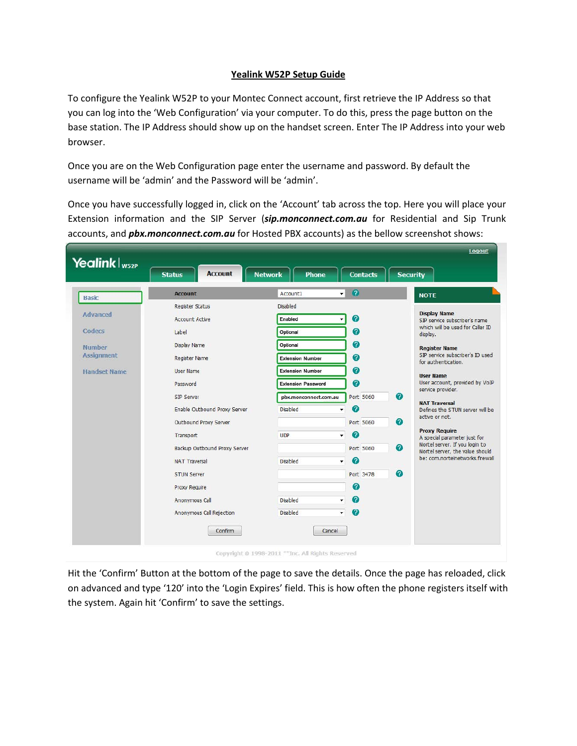# Yealink W52P Setup Guide

To configure the Yealink W52P to your Montec Connect account, first retrieve the IP Address so that you can log into the 'Web Configuration' via your computer. To do this, press the page button on the base station. The IP Address should show up on the handset screen. Enter The IP Address into your web browser.

Once you are on the Web Configuration page enter the username and password. By default the username will be 'admin' and the Password will be 'admin'.

Once you have successfully logged in, click on the 'Account' tab across the top. Here you will place your Extension information and the SIP Server (***sip.monconnect.com.au*** for Residential and Sip Trunk accounts, and ***pbx.monconnect.com.au*** for Hosted PBX accounts) as the bellow screenshot shows:

| Account | Account1 |
|---|---|
| Register Status | Disabled |
| Account Active | Enabled |
| Label | Optional |
| Display Name | Optional |
| Register Name | Extension Number |
| User Name | Extension Number |
| Password | Extension Password |
| SIP Server | pbx.monconnect.com.au Port 5060 |
| Enable Outbound Proxy Server | Disabled |
| Outbound Proxy Server | Port 5060 |
| Transport | UDP |
| Backup Outbound Proxy Server | Port 5060 |
| NAT Traversal | Disabled |
| STUN Server | Port 3478 |
| Proxy Require | |
| Anonymous Call | Disabled |
| Anonymous Call Rejection | Disabled |

Hit the 'Confirm' Button at the bottom of the page to save the details. Once the page has reloaded, click on advanced and type '120' into the 'Login Expires' field. This is how often the phone registers itself with the system. Again hit 'Confirm' to save the settings.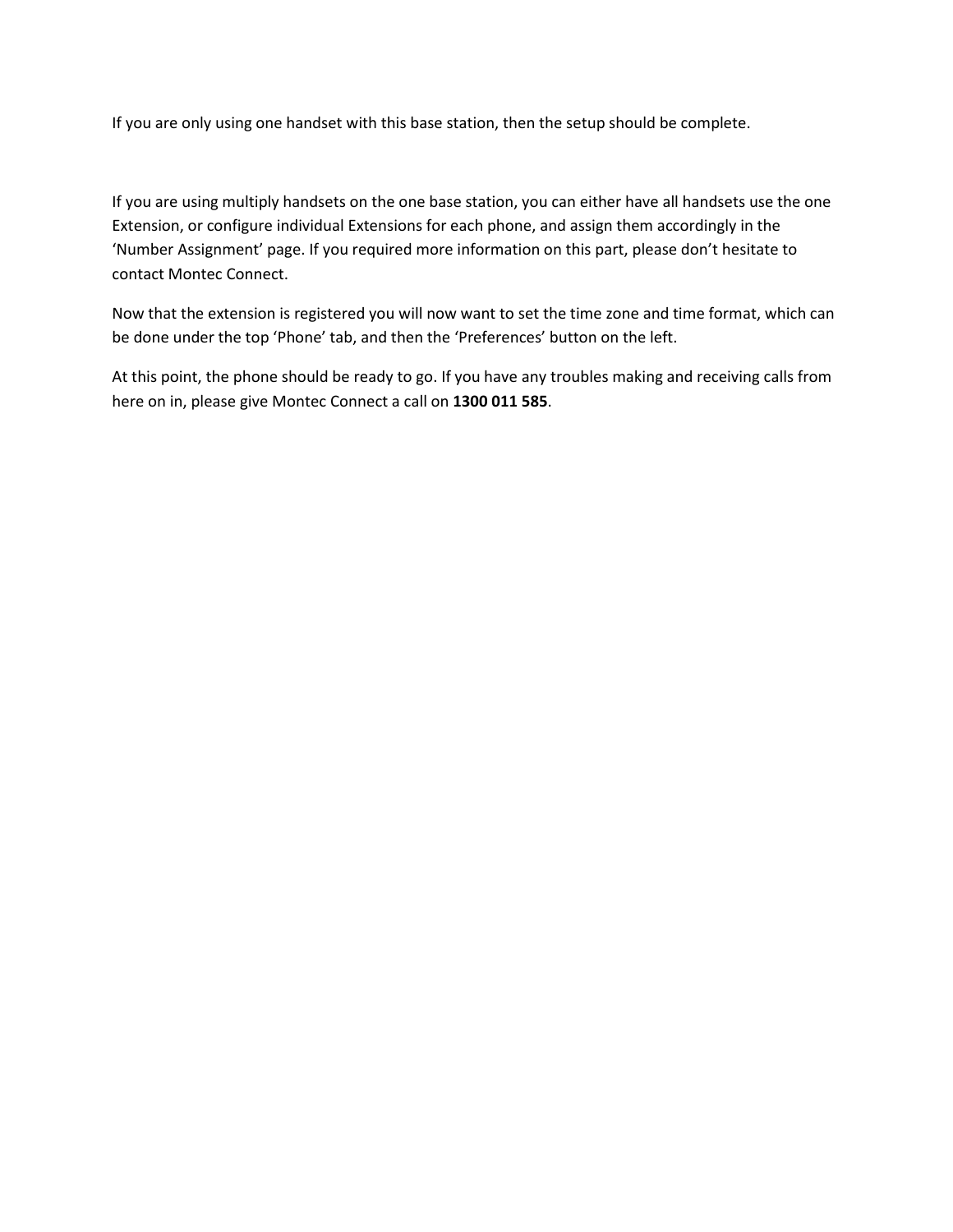If you are only using one handset with this base station, then the setup should be complete.

If you are using multiply handsets on the one base station, you can either have all handsets use the one Extension, or configure individual Extensions for each phone, and assign them accordingly in the 'Number Assignment' page. If you required more information on this part, please don't hesitate to contact Montec Connect.

Now that the extension is registered you will now want to set the time zone and time format, which can be done under the top 'Phone' tab, and then the 'Preferences' button on the left.

At this point, the phone should be ready to go. If you have any troubles making and receiving calls from here on in, please give Montec Connect a call on **1300 011 585**.